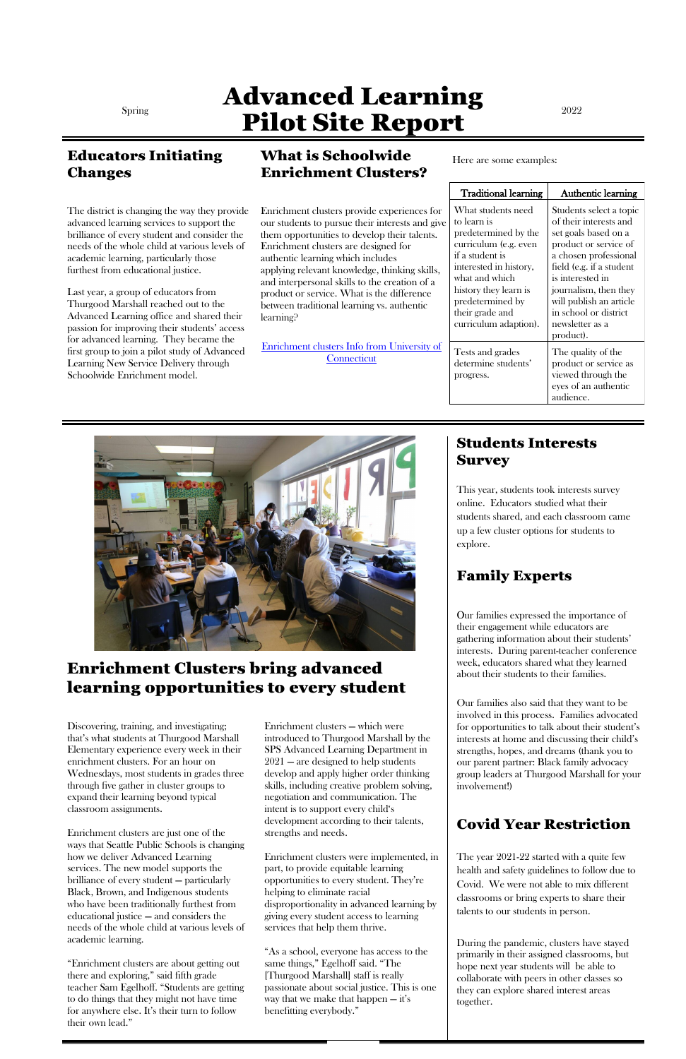Spring

# Advanced Learning Pilot Site Report

2022

## Educators Initiating Changes

The district is changing the way they provide advanced learning services to support the brilliance of every student and consider the needs of the whole child at various levels of academic learning, particularly those furthest from educational justice.

Last year, a group of educators from Thurgood Marshall reached out to the Advanced Learning office and shared their passion for improving their students' access for advanced learning. They became the first group to join a pilot study of Advanced Learning New Service Delivery through Schoolwide Enrichment model.

## What is Schoolwide Enrichment Clusters?

Enrichment clusters provide experiences for our students to pursue their interests and give them opportunities to develop their talents. Enrichment clusters are designed for authentic learning which includes applying relevant knowledge, thinking skills, and interpersonal skills to the creation of a product or service. What is the difference between traditional learning vs. authentic learning?

[Enrichment clusters Info from University of Connecticut]

Here are some examples:

| Traditional learning | Authentic learning |
|---|---|
| What students need to learn is predetermined by the curriculum (e.g. even if a student is interested in history, what and which history they learn is predetermined by their grade and curriculum adaption). | Students select a topic of their interests and set goals based on a product or service of a chosen professional field (e.g. if a student is interested in journalism, then they will publish an article in school or district newsletter as a product). |
| Tests and grades determine students' progress. | The quality of the product or service as viewed through the eyes of an authentic audience. |

## Enrichment Clusters bring advanced learning opportunities to every student

Discovering, training, and investigating; that's what students at Thurgood Marshall Elementary experience every week in their enrichment clusters. For an hour on Wednesdays, most students in grades three through five gather in cluster groups to expand their learning beyond typical classroom assignments.

Enrichment clusters are just one of the ways that Seattle Public Schools is changing how we deliver Advanced Learning services. The new model supports the brilliance of every student — particularly Black, Brown, and Indigenous students who have been traditionally furthest from educational justice — and considers the needs of the whole child at various levels of academic learning.

“Enrichment clusters are about getting out there and exploring,” said fifth grade teacher Sam Egelhoff. “Students are getting to do things that they might not have time to do anywhere else. It's their turn to follow their own lead.”

Enrichment clusters — which were introduced to Thurgood Marshall by the SPS Advanced Learning Department in 2021 — are designed to help students develop and apply higher order thinking skills, including creative problem solving, negotiation and communication. The intent is to support every child's development according to their talents, strengths and needs.

Enrichment clusters were implemented, in part, to provide equitable learning opportunities to every student. They're helping to eliminate racial disproportionality in advanced learning by giving every student access to learning services that help them thrive.

“As a school, everyone has access to the same things,” Egelhoff said. “The [Thurgood Marshall] staff is really passionate about social justice. This is one way that we make that happen — it's benefitting everybody.”

## Students Interests Survey

This year, students took interests survey online. Educators studied what their students shared, and each classroom came up a few cluster options for students to explore.

## Family Experts

Our families expressed the importance of their engagement while educators are gathering information about their students' interests. During parent-teacher conference week, educators shared what they learned about their students to their families.

Our families also said that they want to be involved in this process. Families advocated for opportunities to talk about their student's interests at home and discussing their child's strengths, hopes, and dreams (thank you to our parent partner: Black family advocacy group leaders at Thurgood Marshall for your involvement!)

## Covid Year Restriction

The year 2021-22 started with a quite few health and safety guidelines to follow due to Covid. We were not able to mix different classrooms or bring experts to share their talents to our students in person.

During the pandemic, clusters have stayed primarily in their assigned classrooms, but hope next year students will be able to collaborate with peers in other classes so they can explore shared interest areas together.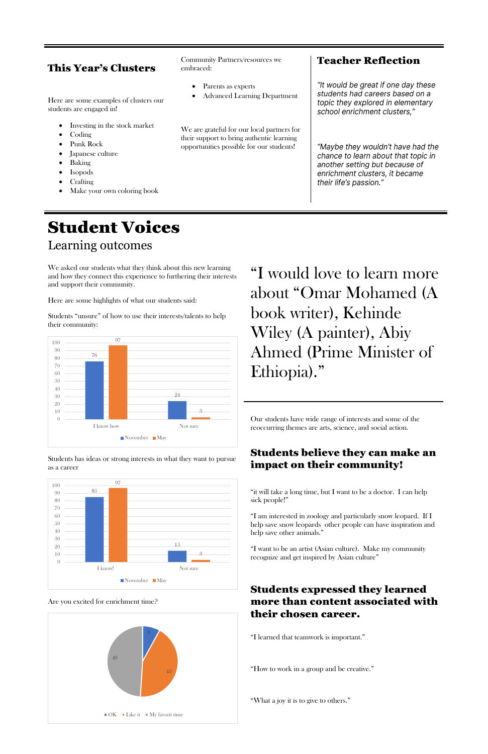## This Year's Clusters

Here are some examples of clusters our students are engaged in!

- Investing in the stock market
- Coding
- Punk Rock
- Japanese culture
- Baking
- Isopods
- Crafting
- Make your own coloring book

Community Partners/resources we embraced:

- Parents as experts
- Advanced Learning Department

We are grateful for our local partners for their support to bring authentic learning opportunities possible for our students!

## Teacher Reflection

*"It would be great if one day these students had careers based on a topic they explored in elementary school enrichment clusters,"*

*"Maybe they wouldn't have had the chance to learn about that topic in another setting but because of enrichment clusters, it became their life's passion."*

# Student Voices

## Learning outcomes

We asked our students what they think about this new learning and how they connect this experience to furthering their interests and support their community.

Here are some highlights of what our students said:

Students "unsure" of how to use their interests/talents to help their community:

100
90
80
70
60
50
40
30
20
10
0
76
97
24
3
I know how
Not sure
November
May

Students has ideas or strong interests in what they want to pursue as a career

100
90
80
70
60
50
40
30
20
10
0
85
97
15
3
I know!
Not sure
November
May

Are you excited for enrichment time?

8
43
49
OK
Like it
My favorit time

"I would love to learn more about "Omar Mohamed (A book writer), Kehinde Wiley (A painter), Abiy Ahmed (Prime Minister of Ethiopia)."

Our students have wide range of interests and some of the reoccurring themes are arts, science, and social action.

### Students believe they can make an impact on their community!

"it will take a long time, but I want to be a doctor. I can help sick people!"

"I am interested in zoology and particularly snow leopard. If I help save snow leopards other people can have inspiration and help save other animals."

"I want to be an artist (Asian culture). Make my community recognize and get inspired by Asian culture"

### Students expressed they learned more than content associated with their chosen career.

"I learned that teamwork is important."

"How to work in a group and be creative."

"What a joy it is to give to others."